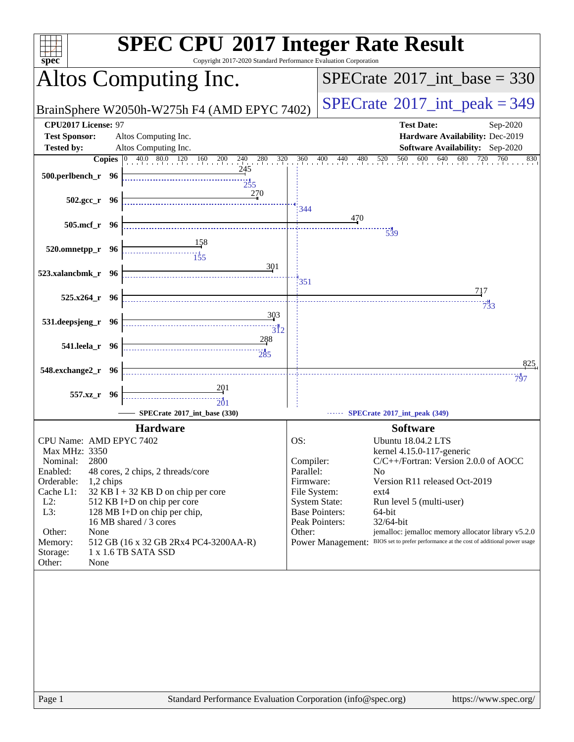# SPEC CPU 2017 Integer Rate Result

Copyright 2017-2020 Standard Performance Evaluation Corporation

## Altos Computing Inc.

BrainSphere W2050h-W275h F4 (AMD EPYC 7402)

SPECrate 2017_int_base = 330

SPECrate 2017_int_peak = 349

| | | | |
|---|---|---|---|
| **CPU2017 License:** | 97 | **Test Date:** | Sep-2020 |
| **Test Sponsor:** | Altos Computing Inc. | **Hardware Availability:** | Dec-2019 |
| **Tested by:** | Altos Computing Inc. | **Software Availability:** | Sep-2020 |

| Benchmark | Copies | Base | Peak |
|---|---|---|---|
| 500.perlbench_r | 96 | 245 | 255 |
| 502.gcc_r | 96 | 270 | 344 |
| 505.mcf_r | 96 | 470 | 539 |
| 520.omnetpp_r | 96 | 158 | 155 |
| 523.xalancbmk_r | 96 | 301 | 351 |
| 525.x264_r | 96 | 717 | 733 |
| 531.deepsjeng_r | 96 | 303 | 312 |
| 541.leela_r | 96 | 288 | 285 |
| 548.exchange2_r | 96 | 825 | 797 |
| 557.xz_r | 96 | 201 | 201 |

SPECrate 2017_int_base (330) — SPECrate 2017_int_peak (349)

### Hardware

| | |
|---|---|
| CPU Name: | AMD EPYC 7402 |
| Max MHz: | 3350 |
| Nominal: | 2800 |
| Enabled: | 48 cores, 2 chips, 2 threads/core |
| Orderable: | 1,2 chips |
| Cache L1: | 32 KB I + 32 KB D on chip per core |
| L2: | 512 KB I+D on chip per core |
| L3: | 128 MB I+D on chip per chip, 16 MB shared / 3 cores |
| Other: | None |
| Memory: | 512 GB (16 x 32 GB 2Rx4 PC4-3200AA-R) |
| Storage: | 1 x 1.6 TB SATA SSD |
| Other: | None |

### Software

| | |
|---|---|
| OS: | Ubuntu 18.04.2 LTS kernel 4.15.0-117-generic |
| Compiler: | C/C++/Fortran: Version 2.0.0 of AOCC |
| Parallel: | No |
| Firmware: | Version R11 released Oct-2019 |
| File System: | ext4 |
| System State: | Run level 5 (multi-user) |
| Base Pointers: | 64-bit |
| Peak Pointers: | 32/64-bit |
| Other: | jemalloc: jemalloc memory allocator library v5.2.0 |
| Power Management: | BIOS set to prefer performance at the cost of additional power usage |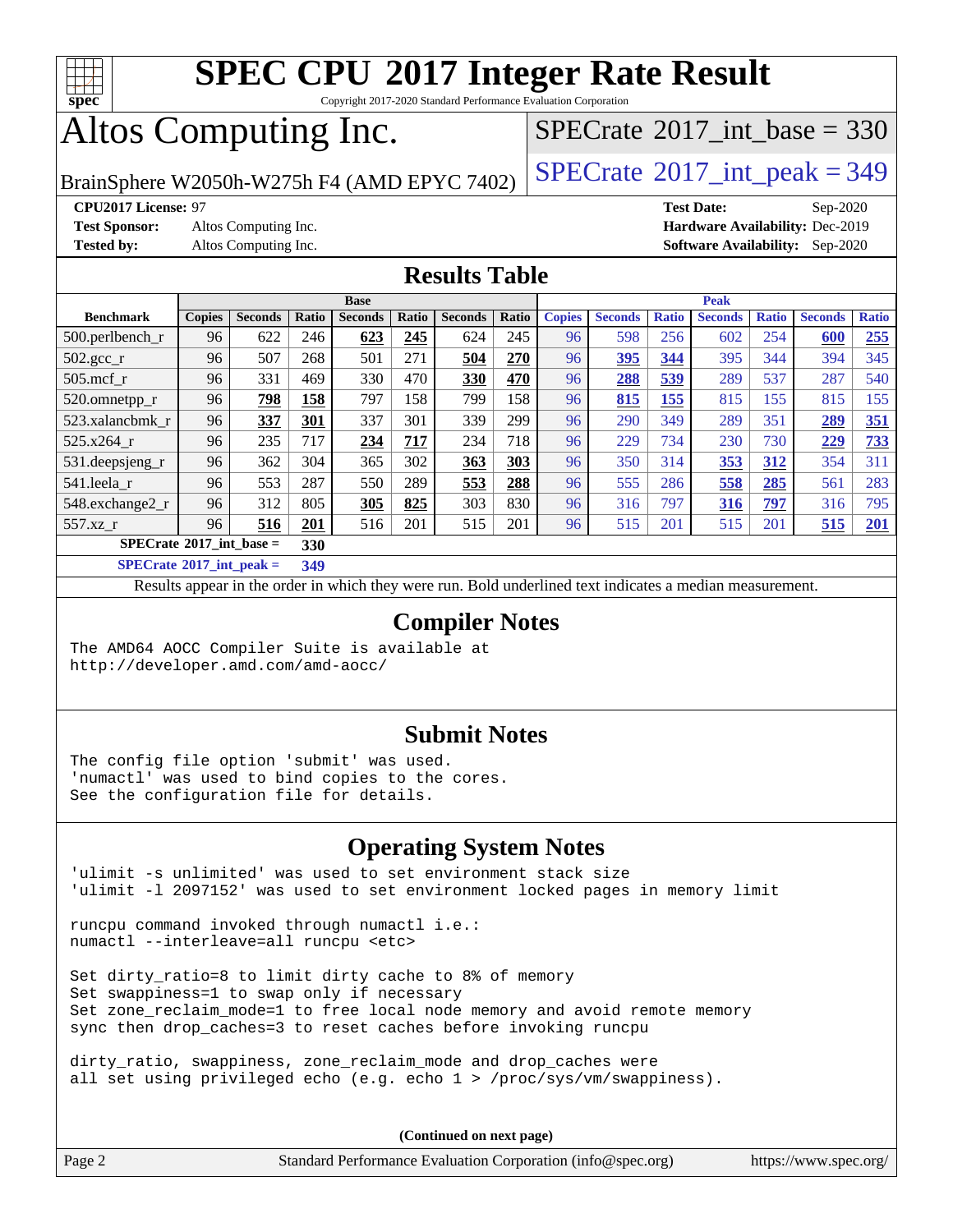# SPEC CPU 2017 Integer Rate Result

Copyright 2017-2020 Standard Performance Evaluation Corporation

# Altos Computing Inc.

BrainSphere W2050h-W275h F4 (AMD EPYC 7402)

SPECrate 2017_int_base = 330

SPECrate 2017_int_peak = 349

**CPU2017 License:** 97
**Test Sponsor:** Altos Computing Inc.
**Tested by:** Altos Computing Inc.

**Test Date:** Sep-2020
**Hardware Availability:** Dec-2019
**Software Availability:** Sep-2020

## Results Table

| Benchmark | Base | | | | | | | Peak | | | | | | |
|---|---|---|---|---|---|---|---|---|---|---|---|---|---|---|
| | Copies | Seconds | Ratio | Seconds | Ratio | Seconds | Ratio | Copies | Seconds | Ratio | Seconds | Ratio | Seconds | Ratio |
| 500.perlbench_r | 96 | 622 | 246 | **623** | **245** | 624 | 245 | 96 | 598 | 256 | 602 | 254 | **600** | **255** |
| 502.gcc_r | 96 | 507 | 268 | 501 | 271 | **504** | **270** | 96 | **395** | **344** | 395 | 344 | 394 | 345 |
| 505.mcf_r | 96 | 331 | 469 | 330 | 470 | **330** | **470** | 96 | **288** | **539** | 289 | 537 | 287 | 540 |
| 520.omnetpp_r | 96 | **798** | **158** | 797 | 158 | 799 | 158 | 96 | **815** | **155** | 815 | 155 | 815 | 155 |
| 523.xalancbmk_r | 96 | **337** | **301** | 337 | 301 | 339 | 299 | 96 | 290 | 349 | 289 | 351 | **289** | **351** |
| 525.x264_r | 96 | 235 | 717 | **234** | **717** | 234 | 718 | 96 | 229 | 734 | 230 | 730 | **229** | **733** |
| 531.deepsjeng_r | 96 | 362 | 304 | 365 | 302 | **363** | **303** | 96 | 350 | 314 | **353** | **312** | 354 | 311 |
| 541.leela_r | 96 | 553 | 287 | 550 | 289 | **553** | **288** | 96 | 555 | 286 | **558** | **285** | 561 | 283 |
| 548.exchange2_r | 96 | 312 | 805 | **305** | **825** | 303 | 830 | 96 | 316 | 797 | **316** | **797** | 316 | 795 |
| 557.xz_r | 96 | **516** | **201** | 516 | 201 | 515 | 201 | 96 | 515 | 201 | 515 | 201 | **515** | **201** |

**SPECrate 2017_int_base =** **330**

**SPECrate 2017_int_peak =** **349**

Results appear in the order in which they were run. Bold underlined text indicates a median measurement.

## Compiler Notes

```
The AMD64 AOCC Compiler Suite is available at
http://developer.amd.com/amd-aocc/
```

## Submit Notes

```
The config file option 'submit' was used.
'numactl' was used to bind copies to the cores.
See the configuration file for details.
```

## Operating System Notes

```
'ulimit -s unlimited' was used to set environment stack size
'ulimit -l 2097152' was used to set environment locked pages in memory limit

runcpu command invoked through numactl i.e.:
numactl --interleave=all runcpu <etc>

Set dirty_ratio=8 to limit dirty cache to 8% of memory
Set swappiness=1 to swap only if necessary
Set zone_reclaim_mode=1 to free local node memory and avoid remote memory
sync then drop_caches=3 to reset caches before invoking runcpu

dirty_ratio, swappiness, zone_reclaim_mode and drop_caches were
all set using privileged echo (e.g. echo 1 > /proc/sys/vm/swappiness).
```

**(Continued on next page)**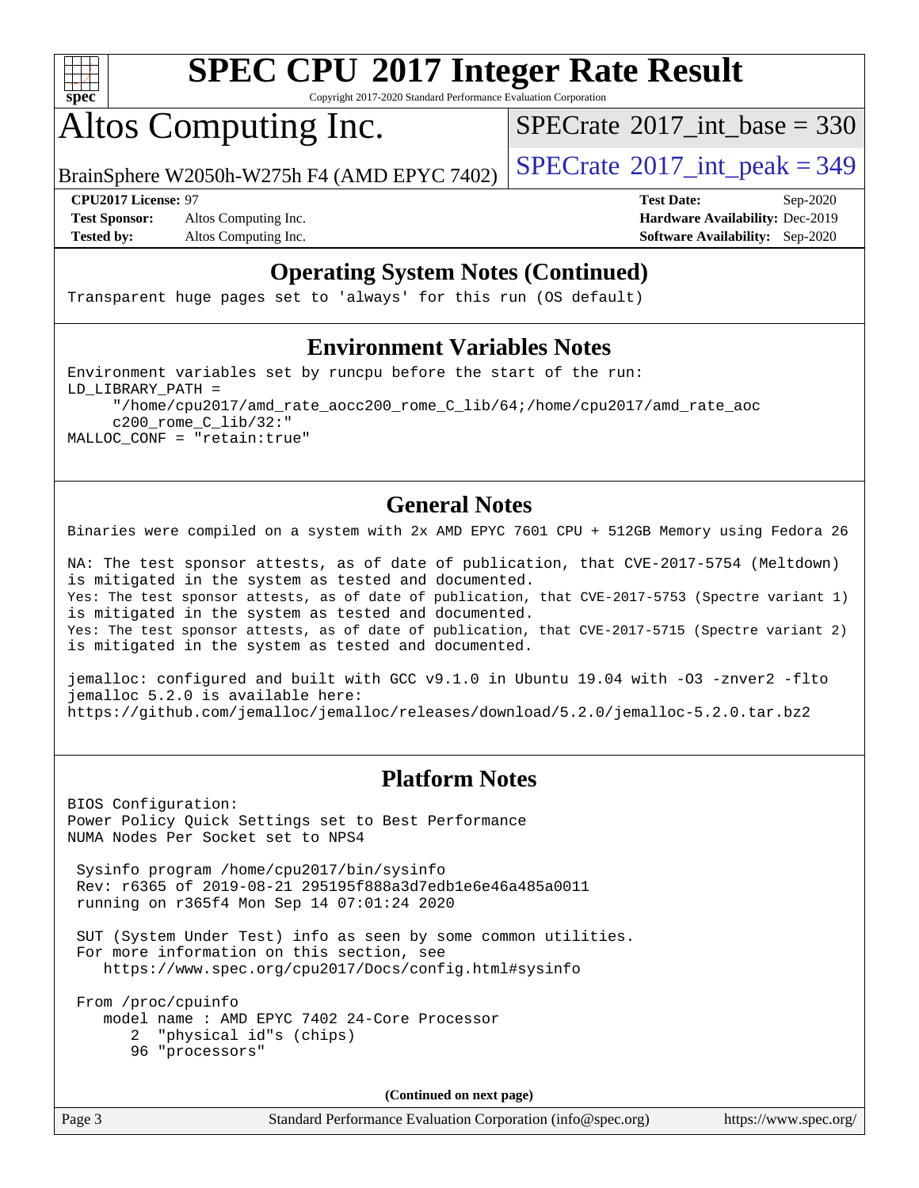## Operating System Notes (Continued)

```
Transparent huge pages set to 'always' for this run (OS default)
```

## Environment Variables Notes

```
Environment variables set by runcpu before the start of the run:
LD_LIBRARY_PATH =
     "/home/cpu2017/amd_rate_aocc200_rome_C_lib/64;/home/cpu2017/amd_rate_aoc
     c200_rome_C_lib/32:"
MALLOC_CONF = "retain:true"
```

## General Notes

```
Binaries were compiled on a system with 2x AMD EPYC 7601 CPU + 512GB Memory using Fedora 26

NA: The test sponsor attests, as of date of publication, that CVE-2017-5754 (Meltdown)
is mitigated in the system as tested and documented.
Yes: The test sponsor attests, as of date of publication, that CVE-2017-5753 (Spectre variant 1)
is mitigated in the system as tested and documented.
Yes: The test sponsor attests, as of date of publication, that CVE-2017-5715 (Spectre variant 2)
is mitigated in the system as tested and documented.

jemalloc: configured and built with GCC v9.1.0 in Ubuntu 19.04 with -O3 -znver2 -flto
jemalloc 5.2.0 is available here:
https://github.com/jemalloc/jemalloc/releases/download/5.2.0/jemalloc-5.2.0.tar.bz2
```

## Platform Notes

```
BIOS Configuration:
Power Policy Quick Settings set to Best Performance
NUMA Nodes Per Socket set to NPS4

 Sysinfo program /home/cpu2017/bin/sysinfo
 Rev: r6365 of 2019-08-21 295195f888a3d7edb1e6e46a485a0011
 running on r365f4 Mon Sep 14 07:01:24 2020

 SUT (System Under Test) info as seen by some common utilities.
 For more information on this section, see
    https://www.spec.org/cpu2017/Docs/config.html#sysinfo

 From /proc/cpuinfo
    model name : AMD EPYC 7402 24-Core Processor
       2  "physical id"s (chips)
       96 "processors"
```

(Continued on next page)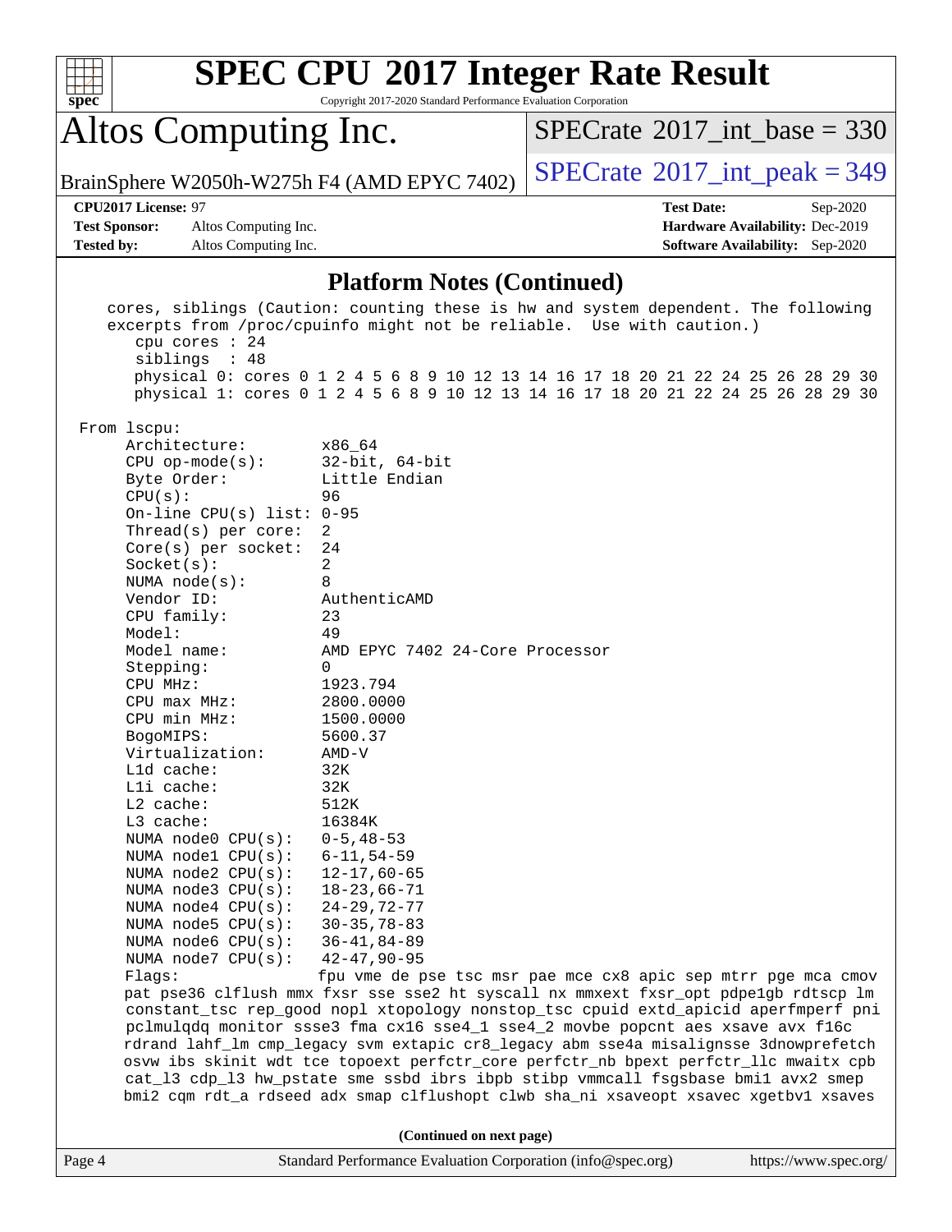## Platform Notes (Continued)

```
   cores, siblings (Caution: counting these is hw and system dependent. The following
   excerpts from /proc/cpuinfo might not be reliable.  Use with caution.)
      cpu cores : 24
      siblings  : 48
      physical 0: cores 0 1 2 4 5 6 8 9 10 12 13 14 16 17 18 20 21 22 24 25 26 28 29 30
      physical 1: cores 0 1 2 4 5 6 8 9 10 12 13 14 16 17 18 20 21 22 24 25 26 28 29 30

 From lscpu:
      Architecture:        x86_64
      CPU op-mode(s):      32-bit, 64-bit
      Byte Order:          Little Endian
      CPU(s):              96
      On-line CPU(s) list: 0-95
      Thread(s) per core:  2
      Core(s) per socket:  24
      Socket(s):           2
      NUMA node(s):        8
      Vendor ID:           AuthenticAMD
      CPU family:          23
      Model:               49
      Model name:          AMD EPYC 7402 24-Core Processor
      Stepping:            0
      CPU MHz:             1923.794
      CPU max MHz:         2800.0000
      CPU min MHz:         1500.0000
      BogoMIPS:            5600.37
      Virtualization:      AMD-V
      L1d cache:           32K
      L1i cache:           32K
      L2 cache:            512K
      L3 cache:            16384K
      NUMA node0 CPU(s):   0-5,48-53
      NUMA node1 CPU(s):   6-11,54-59
      NUMA node2 CPU(s):   12-17,60-65
      NUMA node3 CPU(s):   18-23,66-71
      NUMA node4 CPU(s):   24-29,72-77
      NUMA node5 CPU(s):   30-35,78-83
      NUMA node6 CPU(s):   36-41,84-89
      NUMA node7 CPU(s):   42-47,90-95
      Flags:               fpu vme de pse tsc msr pae mce cx8 apic sep mtrr pge mca cmov
      pat pse36 clflush mmx fxsr sse sse2 ht syscall nx mmxext fxsr_opt pdpe1gb rdtscp lm
      constant_tsc rep_good nopl xtopology nonstop_tsc cpuid extd_apicid aperfmperf pni
      pclmulqdq monitor ssse3 fma cx16 sse4_1 sse4_2 movbe popcnt aes xsave avx f16c
      rdrand lahf_lm cmp_legacy svm extapic cr8_legacy abm sse4a misalignsse 3dnowprefetch
      osvw ibs skinit wdt tce topoext perfctr_core perfctr_nb bpext perfctr_llc mwaitx cpb
      cat_l3 cdp_l3 hw_pstate sme ssbd ibrs ibpb stibp vmmcall fsgsbase bmi1 avx2 smep
      bmi2 cqm rdt_a rdseed adx smap clflushopt clwb sha_ni xsaveopt xsavec xgetbv1 xsaves
```

**(Continued on next page)**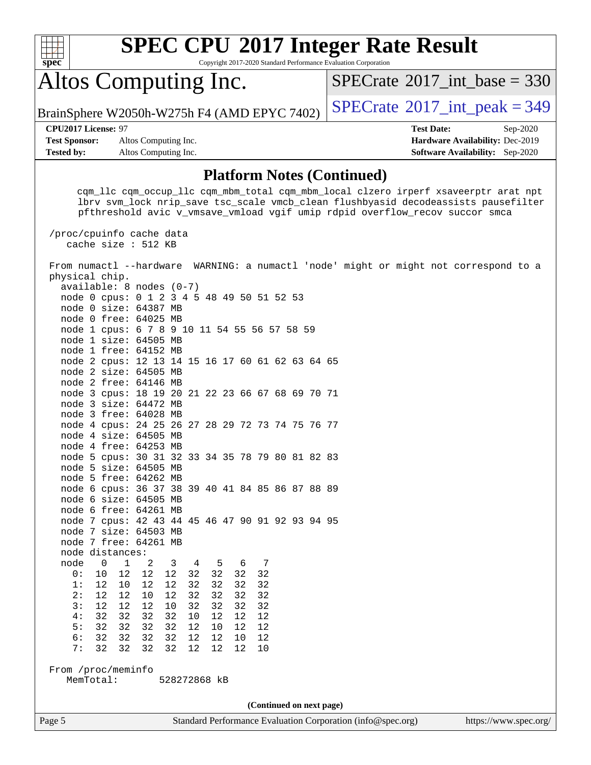## Platform Notes (Continued)

```
      cqm_llc cqm_occup_llc cqm_mbm_total cqm_mbm_local clzero irperf xsaveerptr arat npt
      lbrv svm_lock nrip_save tsc_scale vmcb_clean flushbyasid decodeassists pausefilter
      pfthreshold avic v_vmsave_vmload vgif umip rdpid overflow_recov succor smca

 /proc/cpuinfo cache data
    cache size : 512 KB

 From numactl --hardware  WARNING: a numactl 'node' might or might not correspond to a
 physical chip.
   available: 8 nodes (0-7)
   node 0 cpus: 0 1 2 3 4 5 48 49 50 51 52 53
   node 0 size: 64387 MB
   node 0 free: 64025 MB
   node 1 cpus: 6 7 8 9 10 11 54 55 56 57 58 59
   node 1 size: 64505 MB
   node 1 free: 64152 MB
   node 2 cpus: 12 13 14 15 16 17 60 61 62 63 64 65
   node 2 size: 64505 MB
   node 2 free: 64146 MB
   node 3 cpus: 18 19 20 21 22 23 66 67 68 69 70 71
   node 3 size: 64472 MB
   node 3 free: 64028 MB
   node 4 cpus: 24 25 26 27 28 29 72 73 74 75 76 77
   node 4 size: 64505 MB
   node 4 free: 64253 MB
   node 5 cpus: 30 31 32 33 34 35 78 79 80 81 82 83
   node 5 size: 64505 MB
   node 5 free: 64262 MB
   node 6 cpus: 36 37 38 39 40 41 84 85 86 87 88 89
   node 6 size: 64505 MB
   node 6 free: 64261 MB
   node 7 cpus: 42 43 44 45 46 47 90 91 92 93 94 95
   node 7 size: 64503 MB
   node 7 free: 64261 MB
   node distances:
   node   0   1   2   3   4   5   6   7
     0:  10  12  12  12  32  32  32  32
     1:  12  10  12  12  32  32  32  32
     2:  12  12  10  12  32  32  32  32
     3:  12  12  12  10  32  32  32  32
     4:  32  32  32  32  10  12  12  12
     5:  32  32  32  32  12  10  12  12
     6:  32  32  32  32  12  12  10  12
     7:  32  32  32  32  12  12  12  10

 From /proc/meminfo
    MemTotal:       528272868 kB
```

(Continued on next page)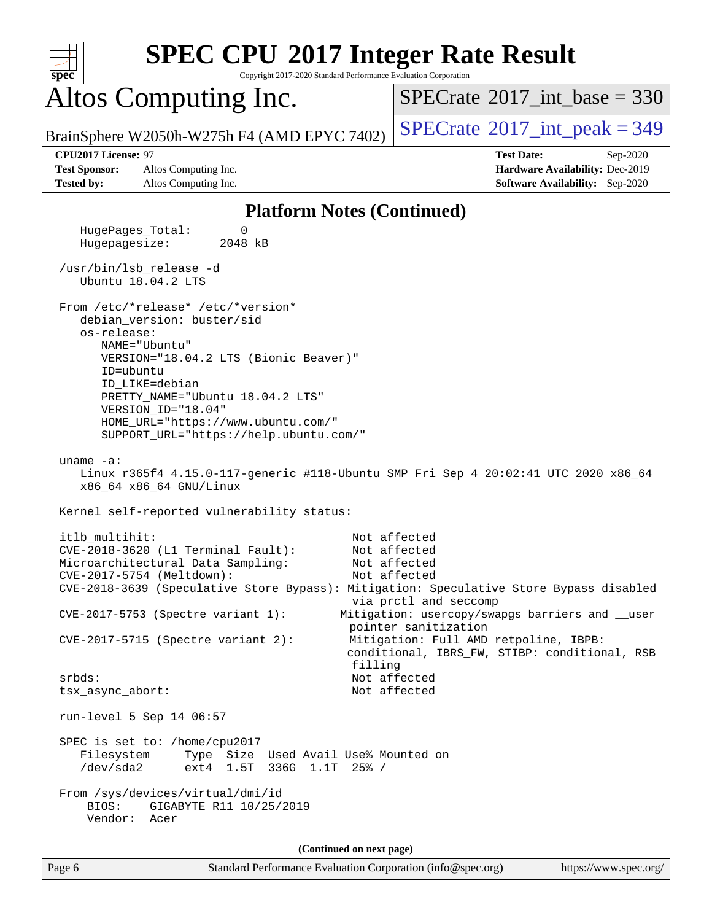## Platform Notes (Continued)

```
    HugePages_Total:       0
    Hugepagesize:       2048 kB

 /usr/bin/lsb_release -d
    Ubuntu 18.04.2 LTS

 From /etc/*release* /etc/*version*
    debian_version: buster/sid
    os-release:
       NAME="Ubuntu"
       VERSION="18.04.2 LTS (Bionic Beaver)"
       ID=ubuntu
       ID_LIKE=debian
       PRETTY_NAME="Ubuntu 18.04.2 LTS"
       VERSION_ID="18.04"
       HOME_URL="https://www.ubuntu.com/"
       SUPPORT_URL="https://help.ubuntu.com/"

 uname -a:
    Linux r365f4 4.15.0-117-generic #118-Ubuntu SMP Fri Sep 4 20:02:41 UTC 2020 x86_64
    x86_64 x86_64 GNU/Linux

 Kernel self-reported vulnerability status:

 itlb_multihit:                                         Not affected
 CVE-2018-3620 (L1 Terminal Fault):                     Not affected
 Microarchitectural Data Sampling:                      Not affected
 CVE-2017-5754 (Meltdown):                              Not affected
 CVE-2018-3639 (Speculative Store Bypass): Mitigation: Speculative Store Bypass disabled
                                                        via prctl and seccomp
 CVE-2017-5753 (Spectre variant 1):                    Mitigation: usercopy/swapgs barriers and __user
                                                        pointer sanitization
 CVE-2017-5715 (Spectre variant 2):                     Mitigation: Full AMD retpoline, IBPB:
                                                        conditional, IBRS_FW, STIBP: conditional, RSB
                                                        filling
 srbds:                                                 Not affected
 tsx_async_abort:                                       Not affected

 run-level 5 Sep 14 06:57

 SPEC is set to: /home/cpu2017
    Filesystem     Type  Size  Used Avail Use% Mounted on
    /dev/sda2      ext4  1.5T  336G  1.1T  25% /

 From /sys/devices/virtual/dmi/id
     BIOS:    GIGABYTE R11 10/25/2019
     Vendor:  Acer
```

(Continued on next page)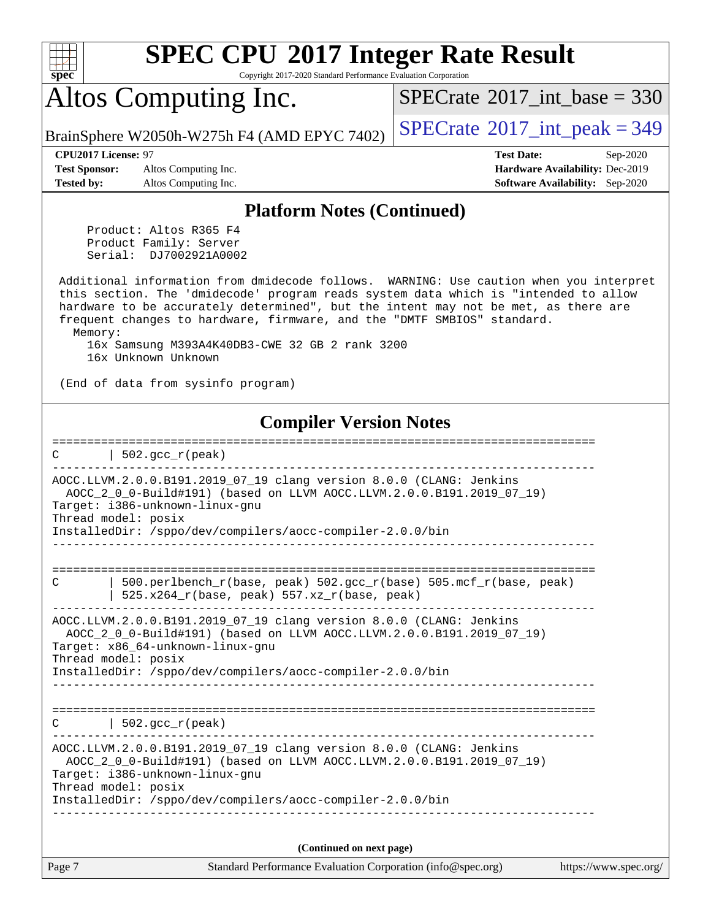## Platform Notes (Continued)

```
     Product: Altos R365 F4
     Product Family: Server
     Serial:  DJ7002921A0002

 Additional information from dmidecode follows.  WARNING: Use caution when you interpret
 this section. The 'dmidecode' program reads system data which is "intended to allow
 hardware to be accurately determined", but the intent may not be met, as there are
 frequent changes to hardware, firmware, and the "DMTF SMBIOS" standard.
   Memory:
     16x Samsung M393A4K40DB3-CWE 32 GB 2 rank 3200
     16x Unknown Unknown

 (End of data from sysinfo program)
```

## Compiler Version Notes

```
==============================================================================
C       | 502.gcc_r(peak)
------------------------------------------------------------------------------
AOCC.LLVM.2.0.0.B191.2019_07_19 clang version 8.0.0 (CLANG: Jenkins
  AOCC_2_0_0-Build#191) (based on LLVM AOCC.LLVM.2.0.0.B191.2019_07_19)
Target: i386-unknown-linux-gnu
Thread model: posix
InstalledDir: /sppo/dev/compilers/aocc-compiler-2.0.0/bin
------------------------------------------------------------------------------

==============================================================================
C       | 500.perlbench_r(base, peak) 502.gcc_r(base) 505.mcf_r(base, peak)
        | 525.x264_r(base, peak) 557.xz_r(base, peak)
------------------------------------------------------------------------------
AOCC.LLVM.2.0.0.B191.2019_07_19 clang version 8.0.0 (CLANG: Jenkins
  AOCC_2_0_0-Build#191) (based on LLVM AOCC.LLVM.2.0.0.B191.2019_07_19)
Target: x86_64-unknown-linux-gnu
Thread model: posix
InstalledDir: /sppo/dev/compilers/aocc-compiler-2.0.0/bin
------------------------------------------------------------------------------

==============================================================================
C       | 502.gcc_r(peak)
------------------------------------------------------------------------------
AOCC.LLVM.2.0.0.B191.2019_07_19 clang version 8.0.0 (CLANG: Jenkins
  AOCC_2_0_0-Build#191) (based on LLVM AOCC.LLVM.2.0.0.B191.2019_07_19)
Target: i386-unknown-linux-gnu
Thread model: posix
InstalledDir: /sppo/dev/compilers/aocc-compiler-2.0.0/bin
------------------------------------------------------------------------------
```

(Continued on next page)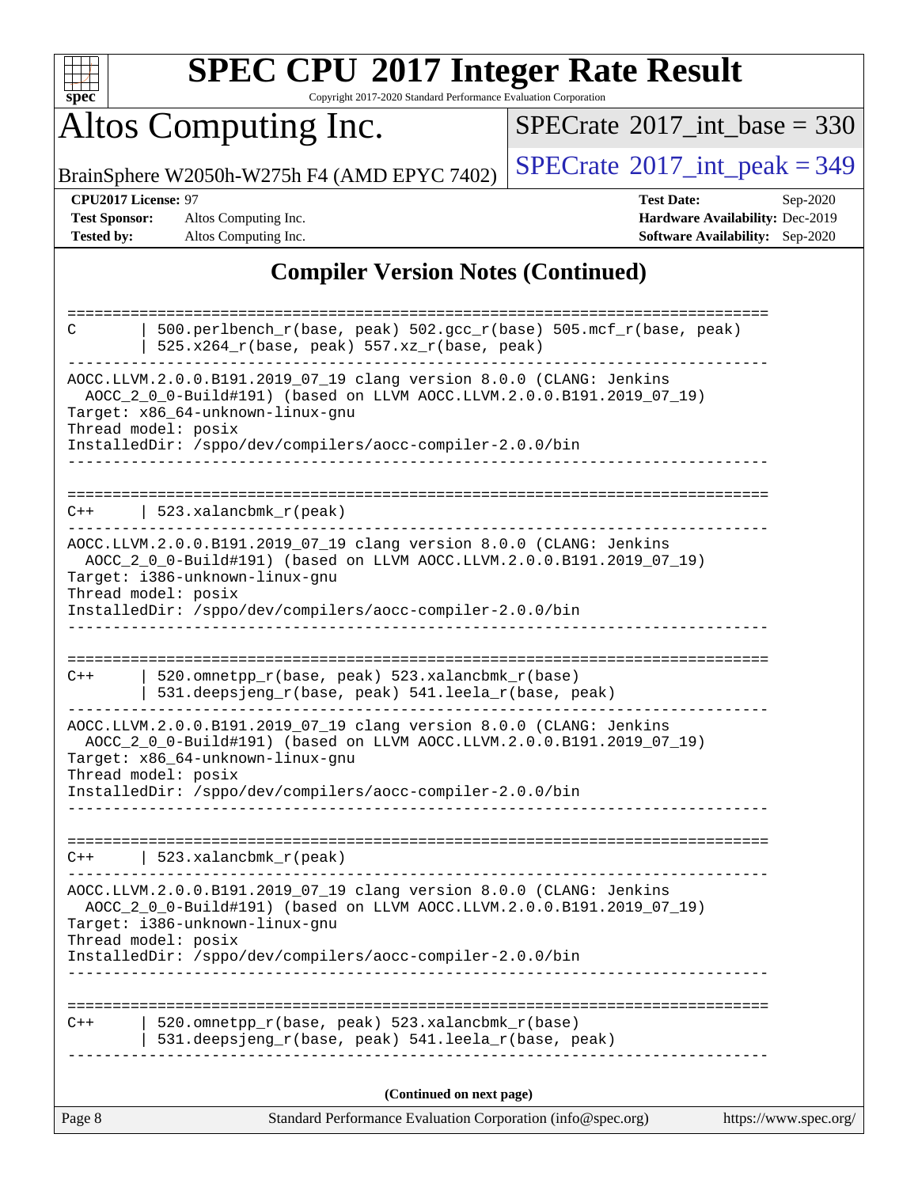# SPEC CPU 2017 Integer Rate Result

Copyright 2017-2020 Standard Performance Evaluation Corporation

# Altos Computing Inc.

BrainSphere W2050h-W275h F4 (AMD EPYC 7402)

SPECrate 2017_int_base = 330

SPECrate 2017_int_peak = 349

**CPU2017 License:** 97
**Test Sponsor:** Altos Computing Inc.
**Tested by:** Altos Computing Inc.

**Test Date:** Sep-2020
**Hardware Availability:** Dec-2019
**Software Availability:** Sep-2020

## Compiler Version Notes (Continued)

```
==============================================================================
C       | 500.perlbench_r(base, peak) 502.gcc_r(base) 505.mcf_r(base, peak)
        | 525.x264_r(base, peak) 557.xz_r(base, peak)
------------------------------------------------------------------------------
AOCC.LLVM.2.0.0.B191.2019_07_19 clang version 8.0.0 (CLANG: Jenkins
  AOCC_2_0_0-Build#191) (based on LLVM AOCC.LLVM.2.0.0.B191.2019_07_19)
Target: x86_64-unknown-linux-gnu
Thread model: posix
InstalledDir: /sppo/dev/compilers/aocc-compiler-2.0.0/bin
------------------------------------------------------------------------------

==============================================================================
C++     | 523.xalancbmk_r(peak)
------------------------------------------------------------------------------
AOCC.LLVM.2.0.0.B191.2019_07_19 clang version 8.0.0 (CLANG: Jenkins
  AOCC_2_0_0-Build#191) (based on LLVM AOCC.LLVM.2.0.0.B191.2019_07_19)
Target: i386-unknown-linux-gnu
Thread model: posix
InstalledDir: /sppo/dev/compilers/aocc-compiler-2.0.0/bin
------------------------------------------------------------------------------

==============================================================================
C++     | 520.omnetpp_r(base, peak) 523.xalancbmk_r(base)
        | 531.deepsjeng_r(base, peak) 541.leela_r(base, peak)
------------------------------------------------------------------------------
AOCC.LLVM.2.0.0.B191.2019_07_19 clang version 8.0.0 (CLANG: Jenkins
  AOCC_2_0_0-Build#191) (based on LLVM AOCC.LLVM.2.0.0.B191.2019_07_19)
Target: x86_64-unknown-linux-gnu
Thread model: posix
InstalledDir: /sppo/dev/compilers/aocc-compiler-2.0.0/bin
------------------------------------------------------------------------------

==============================================================================
C++     | 523.xalancbmk_r(peak)
------------------------------------------------------------------------------
AOCC.LLVM.2.0.0.B191.2019_07_19 clang version 8.0.0 (CLANG: Jenkins
  AOCC_2_0_0-Build#191) (based on LLVM AOCC.LLVM.2.0.0.B191.2019_07_19)
Target: i386-unknown-linux-gnu
Thread model: posix
InstalledDir: /sppo/dev/compilers/aocc-compiler-2.0.0/bin
------------------------------------------------------------------------------

==============================================================================
C++     | 520.omnetpp_r(base, peak) 523.xalancbmk_r(base)
        | 531.deepsjeng_r(base, peak) 541.leela_r(base, peak)
------------------------------------------------------------------------------
```

**(Continued on next page)**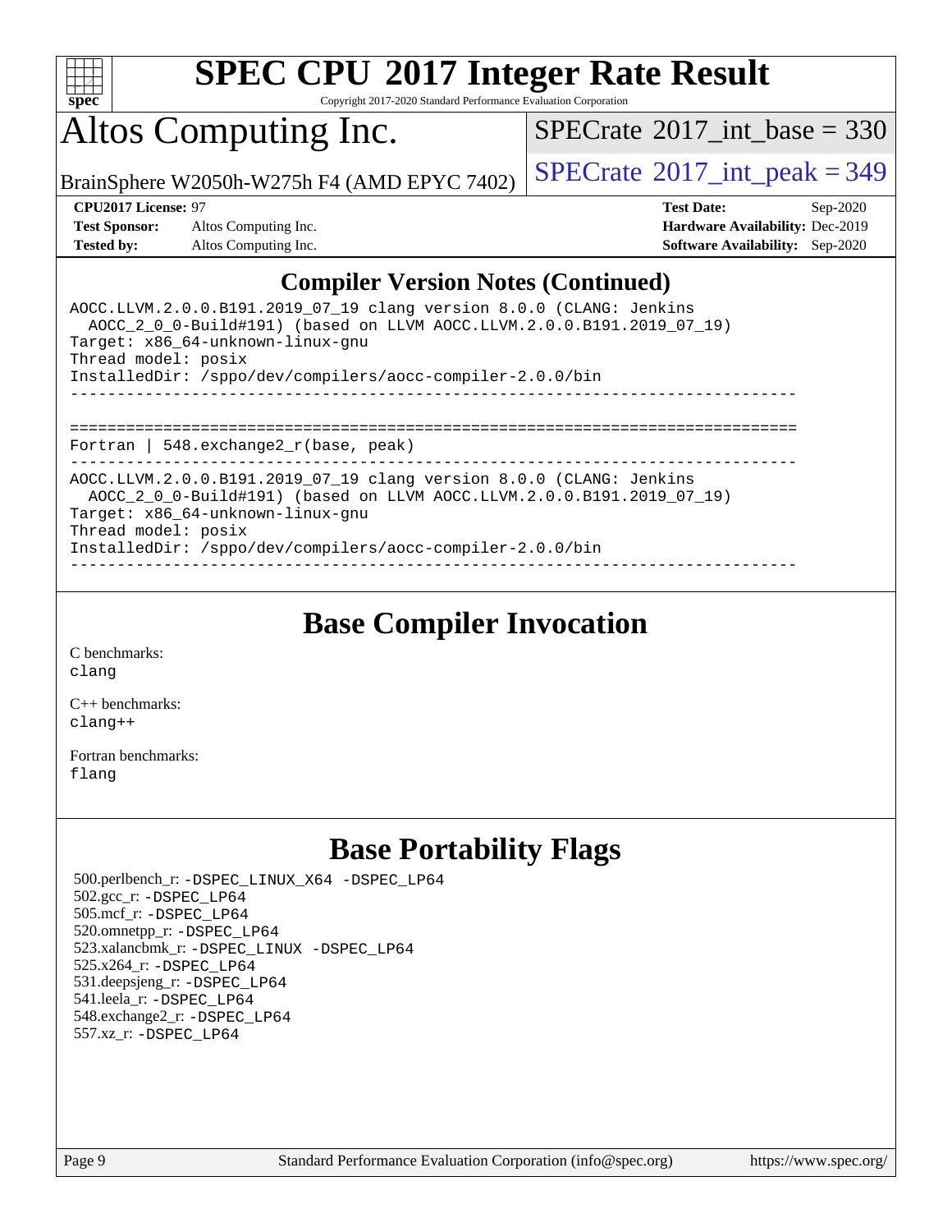# SPEC CPU 2017 Integer Rate Result

Copyright 2017-2020 Standard Performance Evaluation Corporation

# Altos Computing Inc.

BrainSphere W2050h-W275h F4 (AMD EPYC 7402)

SPECrate 2017_int_base = 330

SPECrate 2017_int_peak = 349

**CPU2017 License:** 97
**Test Sponsor:** Altos Computing Inc.
**Tested by:** Altos Computing Inc.

**Test Date:** Sep-2020
**Hardware Availability:** Dec-2019
**Software Availability:** Sep-2020

## Compiler Version Notes (Continued)

```
AOCC.LLVM.2.0.0.B191.2019_07_19 clang version 8.0.0 (CLANG: Jenkins
  AOCC_2_0_0-Build#191) (based on LLVM AOCC.LLVM.2.0.0.B191.2019_07_19)
Target: x86_64-unknown-linux-gnu
Thread model: posix
InstalledDir: /sppo/dev/compilers/aocc-compiler-2.0.0/bin
------------------------------------------------------------------------------

==============================================================================
Fortran | 548.exchange2_r(base, peak)
------------------------------------------------------------------------------
AOCC.LLVM.2.0.0.B191.2019_07_19 clang version 8.0.0 (CLANG: Jenkins
  AOCC_2_0_0-Build#191) (based on LLVM AOCC.LLVM.2.0.0.B191.2019_07_19)
Target: x86_64-unknown-linux-gnu
Thread model: posix
InstalledDir: /sppo/dev/compilers/aocc-compiler-2.0.0/bin
------------------------------------------------------------------------------
```

## Base Compiler Invocation

C benchmarks:
clang

C++ benchmarks:
clang++

Fortran benchmarks:
flang

## Base Portability Flags

500.perlbench_r: -DSPEC_LINUX_X64 -DSPEC_LP64
502.gcc_r: -DSPEC_LP64
505.mcf_r: -DSPEC_LP64
520.omnetpp_r: -DSPEC_LP64
523.xalancbmk_r: -DSPEC_LINUX -DSPEC_LP64
525.x264_r: -DSPEC_LP64
531.deepsjeng_r: -DSPEC_LP64
541.leela_r: -DSPEC_LP64
548.exchange2_r: -DSPEC_LP64
557.xz_r: -DSPEC_LP64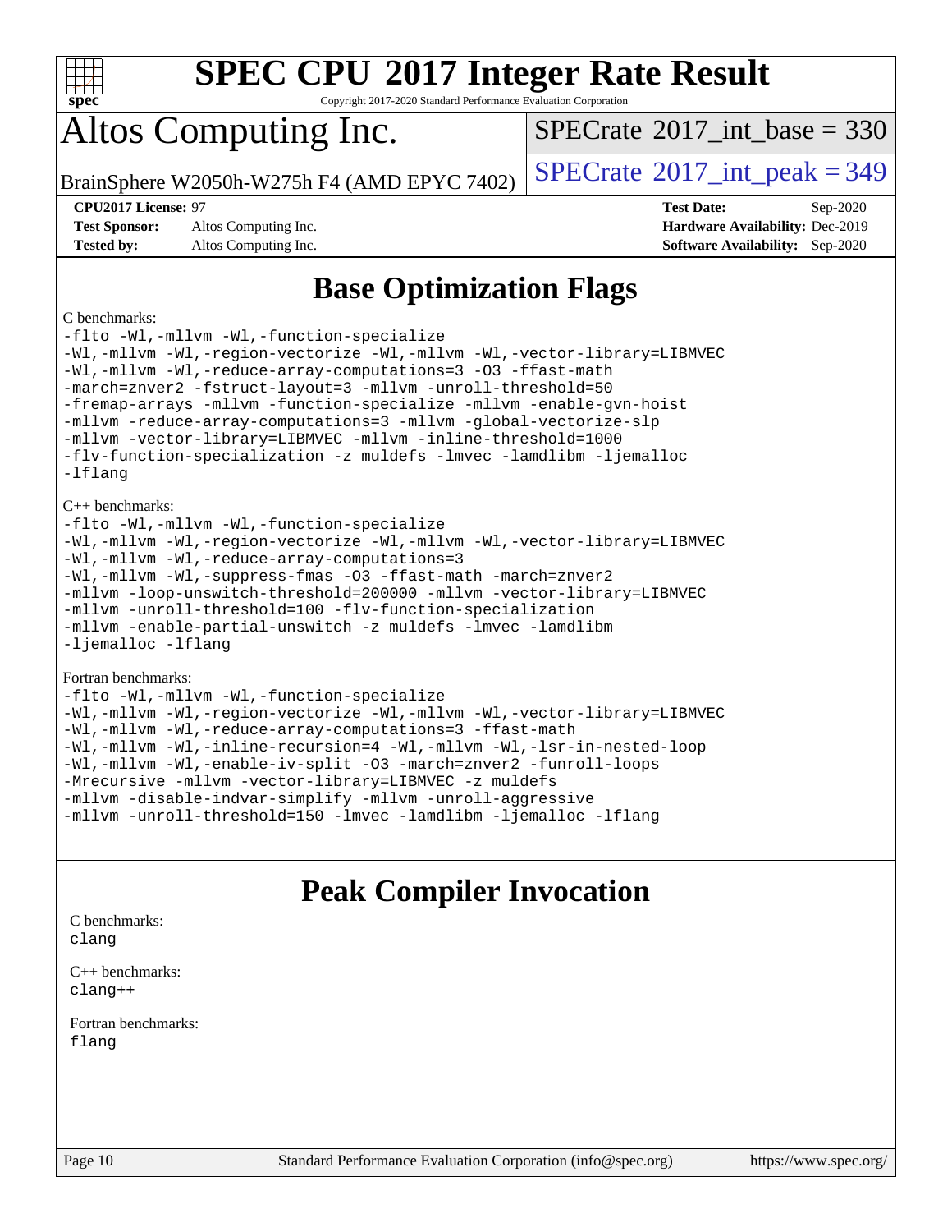# SPEC CPU 2017 Integer Rate Result

Copyright 2017-2020 Standard Performance Evaluation Corporation

# Altos Computing Inc.

BrainSphere W2050h-W275h F4 (AMD EPYC 7402)

SPECrate 2017_int_base = 330

SPECrate 2017_int_peak = 349

**CPU2017 License:** 97
**Test Sponsor:** Altos Computing Inc.
**Tested by:** Altos Computing Inc.

**Test Date:** Sep-2020
**Hardware Availability:** Dec-2019
**Software Availability:** Sep-2020

## Base Optimization Flags

C benchmarks:

```
-flto -Wl,-mllvm -Wl,-function-specialize
-Wl,-mllvm -Wl,-region-vectorize -Wl,-mllvm -Wl,-vector-library=LIBMVEC
-Wl,-mllvm -Wl,-reduce-array-computations=3 -O3 -ffast-math
-march=znver2 -fstruct-layout=3 -mllvm -unroll-threshold=50
-fremap-arrays -mllvm -function-specialize -mllvm -enable-gvn-hoist
-mllvm -reduce-array-computations=3 -mllvm -global-vectorize-slp
-mllvm -vector-library=LIBMVEC -mllvm -inline-threshold=1000
-flv-function-specialization -z muldefs -lmvec -lamdlibm -ljemalloc
-lflang
```

C++ benchmarks:

```
-flto -Wl,-mllvm -Wl,-function-specialize
-Wl,-mllvm -Wl,-region-vectorize -Wl,-mllvm -Wl,-vector-library=LIBMVEC
-Wl,-mllvm -Wl,-reduce-array-computations=3
-Wl,-mllvm -Wl,-suppress-fmas -O3 -ffast-math -march=znver2
-mllvm -loop-unswitch-threshold=200000 -mllvm -vector-library=LIBMVEC
-mllvm -unroll-threshold=100 -flv-function-specialization
-mllvm -enable-partial-unswitch -z muldefs -lmvec -lamdlibm
-ljemalloc -lflang
```

Fortran benchmarks:

```
-flto -Wl,-mllvm -Wl,-function-specialize
-Wl,-mllvm -Wl,-region-vectorize -Wl,-mllvm -Wl,-vector-library=LIBMVEC
-Wl,-mllvm -Wl,-reduce-array-computations=3 -ffast-math
-Wl,-mllvm -Wl,-inline-recursion=4 -Wl,-mllvm -Wl,-lsr-in-nested-loop
-Wl,-mllvm -Wl,-enable-iv-split -O3 -march=znver2 -funroll-loops
-Mrecursive -mllvm -vector-library=LIBMVEC -z muldefs
-mllvm -disable-indvar-simplify -mllvm -unroll-aggressive
-mllvm -unroll-threshold=150 -lmvec -lamdlibm -ljemalloc -lflang
```

## Peak Compiler Invocation

C benchmarks:

```
clang
```

C++ benchmarks:

```
clang++
```

Fortran benchmarks:

```
flang
```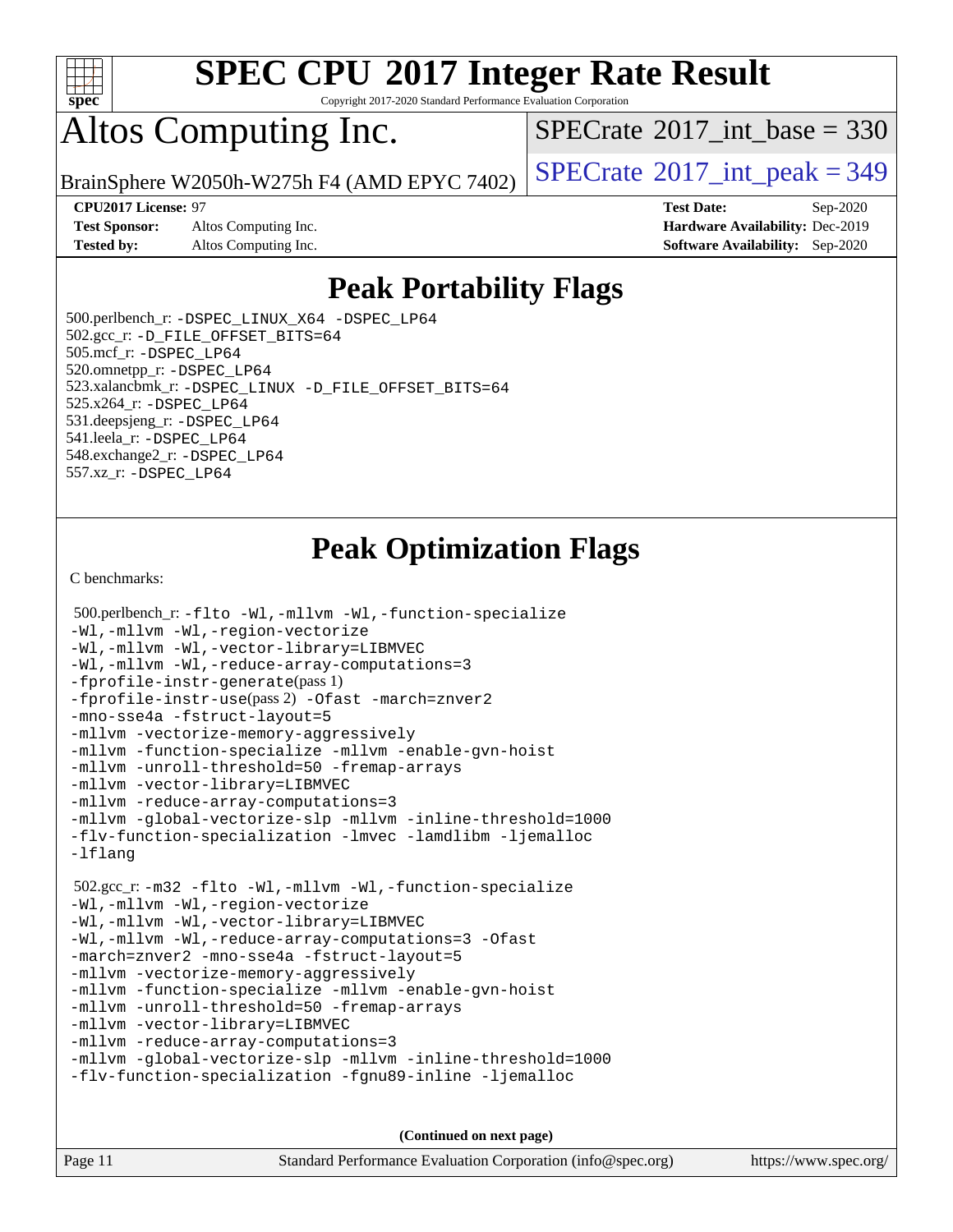# SPEC CPU 2017 Integer Rate Result

Copyright 2017-2020 Standard Performance Evaluation Corporation

# Altos Computing Inc.

BrainSphere W2050h-W275h F4 (AMD EPYC 7402)

SPECrate 2017_int_base = 330

SPECrate 2017_int_peak = 349

**CPU2017 License:** 97
**Test Sponsor:** Altos Computing Inc.
**Tested by:** Altos Computing Inc.

**Test Date:** Sep-2020
**Hardware Availability:** Dec-2019
**Software Availability:** Sep-2020

## Peak Portability Flags

500.perlbench_r: -DSPEC_LINUX_X64 -DSPEC_LP64
502.gcc_r: -D_FILE_OFFSET_BITS=64
505.mcf_r: -DSPEC_LP64
520.omnetpp_r: -DSPEC_LP64
523.xalancbmk_r: -DSPEC_LINUX -D_FILE_OFFSET_BITS=64
525.x264_r: -DSPEC_LP64
531.deepsjeng_r: -DSPEC_LP64
541.leela_r: -DSPEC_LP64
548.exchange2_r: -DSPEC_LP64
557.xz_r: -DSPEC_LP64

## Peak Optimization Flags

C benchmarks:

500.perlbench_r: -flto -Wl,-mllvm -Wl,-function-specialize
-Wl,-mllvm -Wl,-region-vectorize
-Wl,-mllvm -Wl,-vector-library=LIBMVEC
-Wl,-mllvm -Wl,-reduce-array-computations=3
-fprofile-instr-generate(pass 1)
-fprofile-instr-use(pass 2) -Ofast -march=znver2
-mno-sse4a -fstruct-layout=5
-mllvm -vectorize-memory-aggressively
-mllvm -function-specialize -mllvm -enable-gvn-hoist
-mllvm -unroll-threshold=50 -fremap-arrays
-mllvm -vector-library=LIBMVEC
-mllvm -reduce-array-computations=3
-mllvm -global-vectorize-slp -mllvm -inline-threshold=1000
-flv-function-specialization -lmvec -lamdlibm -ljemalloc
-lflang

502.gcc_r: -m32 -flto -Wl,-mllvm -Wl,-function-specialize
-Wl,-mllvm -Wl,-region-vectorize
-Wl,-mllvm -Wl,-vector-library=LIBMVEC
-Wl,-mllvm -Wl,-reduce-array-computations=3 -Ofast
-march=znver2 -mno-sse4a -fstruct-layout=5
-mllvm -vectorize-memory-aggressively
-mllvm -function-specialize -mllvm -enable-gvn-hoist
-mllvm -unroll-threshold=50 -fremap-arrays
-mllvm -vector-library=LIBMVEC
-mllvm -reduce-array-computations=3
-mllvm -global-vectorize-slp -mllvm -inline-threshold=1000
-flv-function-specialization -fgnu89-inline -ljemalloc

(Continued on next page)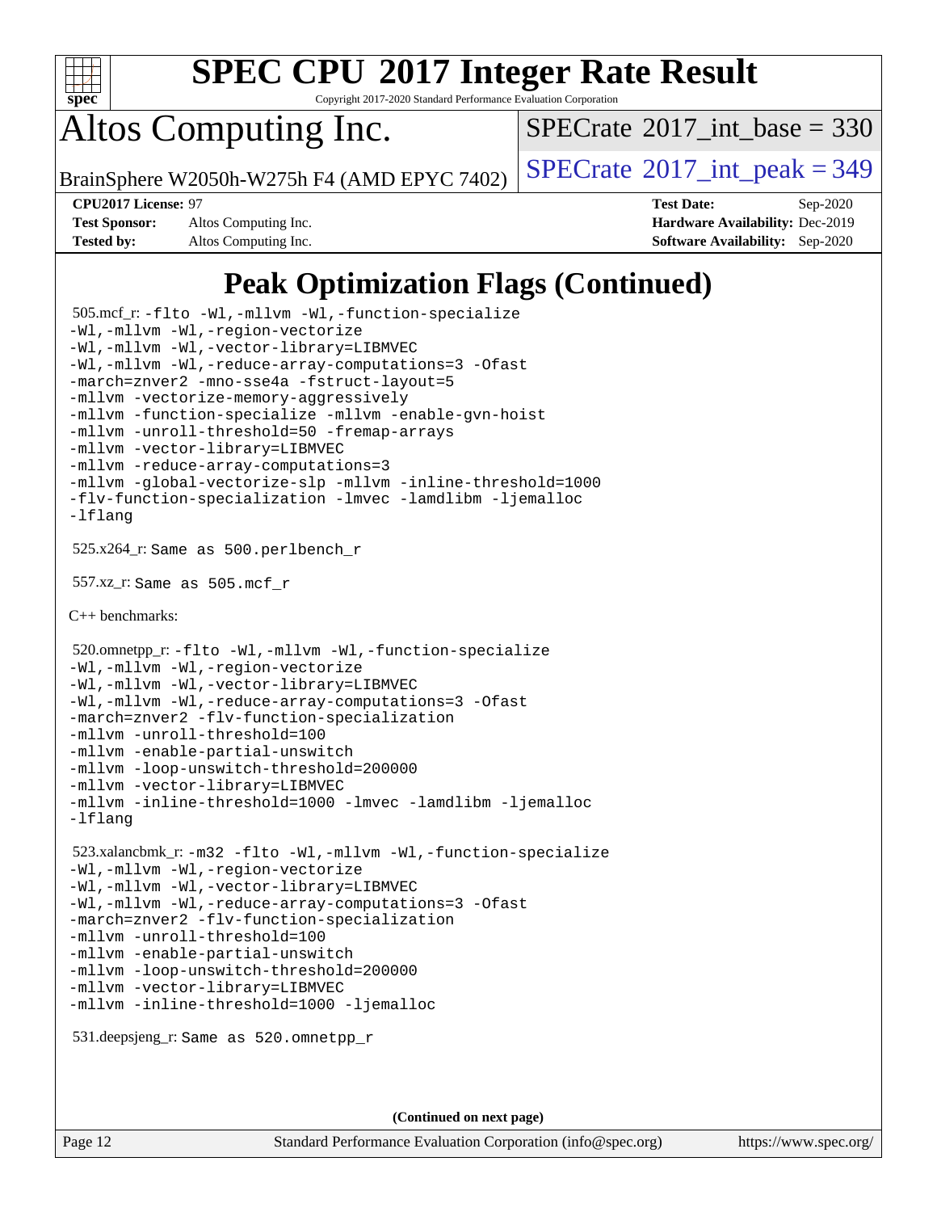# Peak Optimization Flags (Continued)

505.mcf_r: -flto -Wl,-mllvm -Wl,-function-specialize -Wl,-mllvm -Wl,-region-vectorize -Wl,-mllvm -Wl,-vector-library=LIBMVEC -Wl,-mllvm -Wl,-reduce-array-computations=3 -Ofast -march=znver2 -mno-sse4a -fstruct-layout=5 -mllvm -vectorize-memory-aggressively -mllvm -function-specialize -mllvm -enable-gvn-hoist -mllvm -unroll-threshold=50 -fremap-arrays -mllvm -vector-library=LIBMVEC -mllvm -reduce-array-computations=3 -mllvm -global-vectorize-slp -mllvm -inline-threshold=1000 -flv-function-specialization -lmvec -lamdlibm -ljemalloc -lflang

525.x264_r: Same as 500.perlbench_r

557.xz_r: Same as 505.mcf_r

C++ benchmarks:

520.omnetpp_r: -flto -Wl,-mllvm -Wl,-function-specialize -Wl,-mllvm -Wl,-region-vectorize -Wl,-mllvm -Wl,-vector-library=LIBMVEC -Wl,-mllvm -Wl,-reduce-array-computations=3 -Ofast -march=znver2 -flv-function-specialization -mllvm -unroll-threshold=100 -mllvm -enable-partial-unswitch -mllvm -loop-unswitch-threshold=200000 -mllvm -vector-library=LIBMVEC -mllvm -inline-threshold=1000 -lmvec -lamdlibm -ljemalloc -lflang

523.xalancbmk_r: -m32 -flto -Wl,-mllvm -Wl,-function-specialize -Wl,-mllvm -Wl,-region-vectorize -Wl,-mllvm -Wl,-vector-library=LIBMVEC -Wl,-mllvm -Wl,-reduce-array-computations=3 -Ofast -march=znver2 -flv-function-specialization -mllvm -unroll-threshold=100 -mllvm -enable-partial-unswitch -mllvm -loop-unswitch-threshold=200000 -mllvm -vector-library=LIBMVEC -mllvm -inline-threshold=1000 -ljemalloc

531.deepsjeng_r: Same as 520.omnetpp_r

(Continued on next page)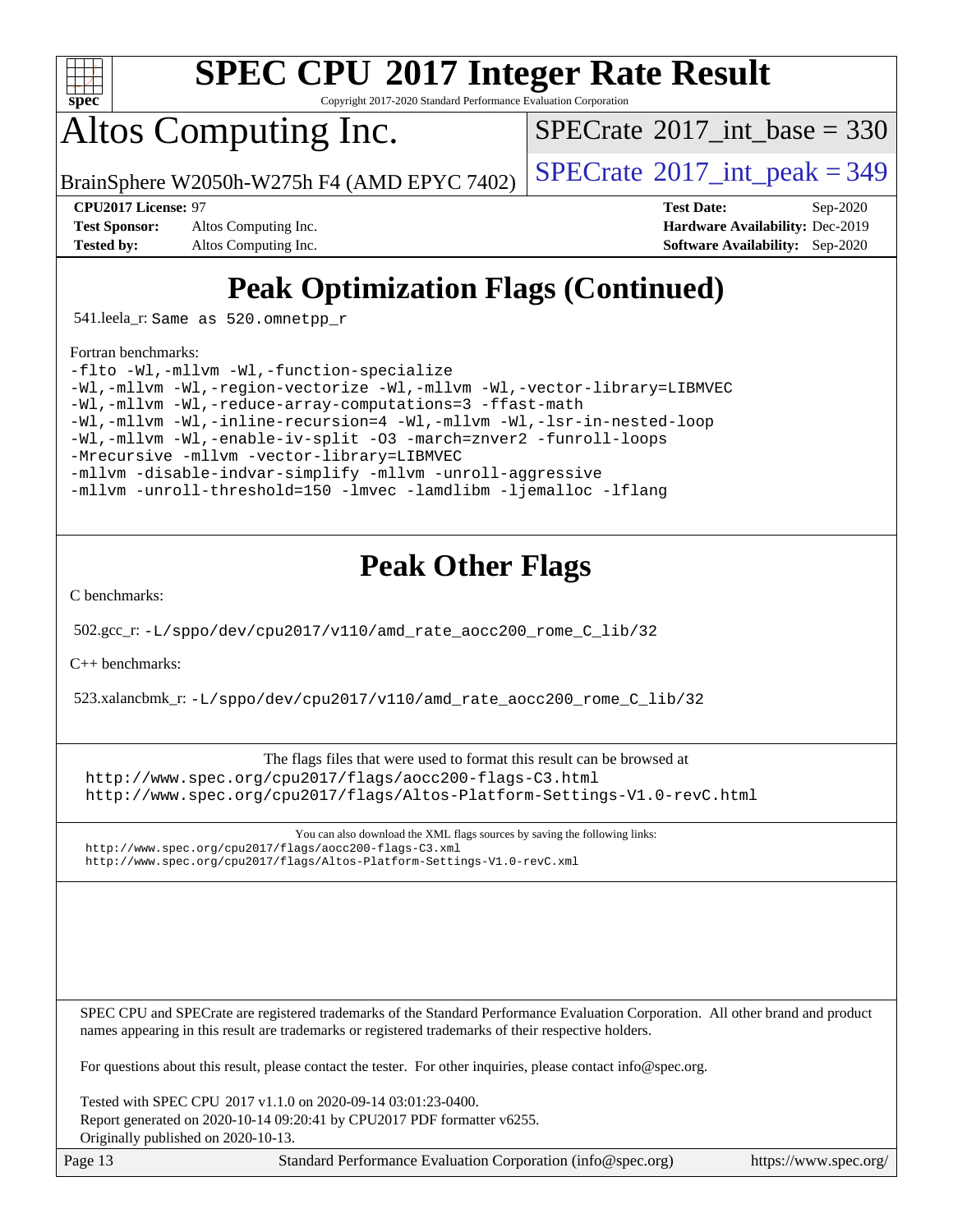# Peak Optimization Flags (Continued)

541.leela_r: Same as 520.omnetpp_r

Fortran benchmarks:

```
-flto -Wl,-mllvm -Wl,-function-specialize
-Wl,-mllvm -Wl,-region-vectorize -Wl,-mllvm -Wl,-vector-library=LIBMVEC
-Wl,-mllvm -Wl,-reduce-array-computations=3 -ffast-math
-Wl,-mllvm -Wl,-inline-recursion=4 -Wl,-mllvm -Wl,-lsr-in-nested-loop
-Wl,-mllvm -Wl,-enable-iv-split -O3 -march=znver2 -funroll-loops
-Mrecursive -mllvm -vector-library=LIBMVEC
-mllvm -disable-indvar-simplify -mllvm -unroll-aggressive
-mllvm -unroll-threshold=150 -lmvec -lamdlibm -ljemalloc -lflang
```

# Peak Other Flags

C benchmarks:

502.gcc_r: `-L/sppo/dev/cpu2017/v110/amd_rate_aocc200_rome_C_lib/32`

C++ benchmarks:

523.xalancbmk_r: `-L/sppo/dev/cpu2017/v110/amd_rate_aocc200_rome_C_lib/32`

The flags files that were used to format this result can be browsed at
http://www.spec.org/cpu2017/flags/aocc200-flags-C3.html
http://www.spec.org/cpu2017/flags/Altos-Platform-Settings-V1.0-revC.html

You can also download the XML flags sources by saving the following links:
http://www.spec.org/cpu2017/flags/aocc200-flags-C3.xml
http://www.spec.org/cpu2017/flags/Altos-Platform-Settings-V1.0-revC.xml

SPEC CPU and SPECrate are registered trademarks of the Standard Performance Evaluation Corporation. All other brand and product names appearing in this result are trademarks or registered trademarks of their respective holders.

For questions about this result, please contact the tester. For other inquiries, please contact info@spec.org.

Tested with SPEC CPU 2017 v1.1.0 on 2020-09-14 03:01:23-0400.
Report generated on 2020-10-14 09:20:41 by CPU2017 PDF formatter v6255.
Originally published on 2020-10-13.